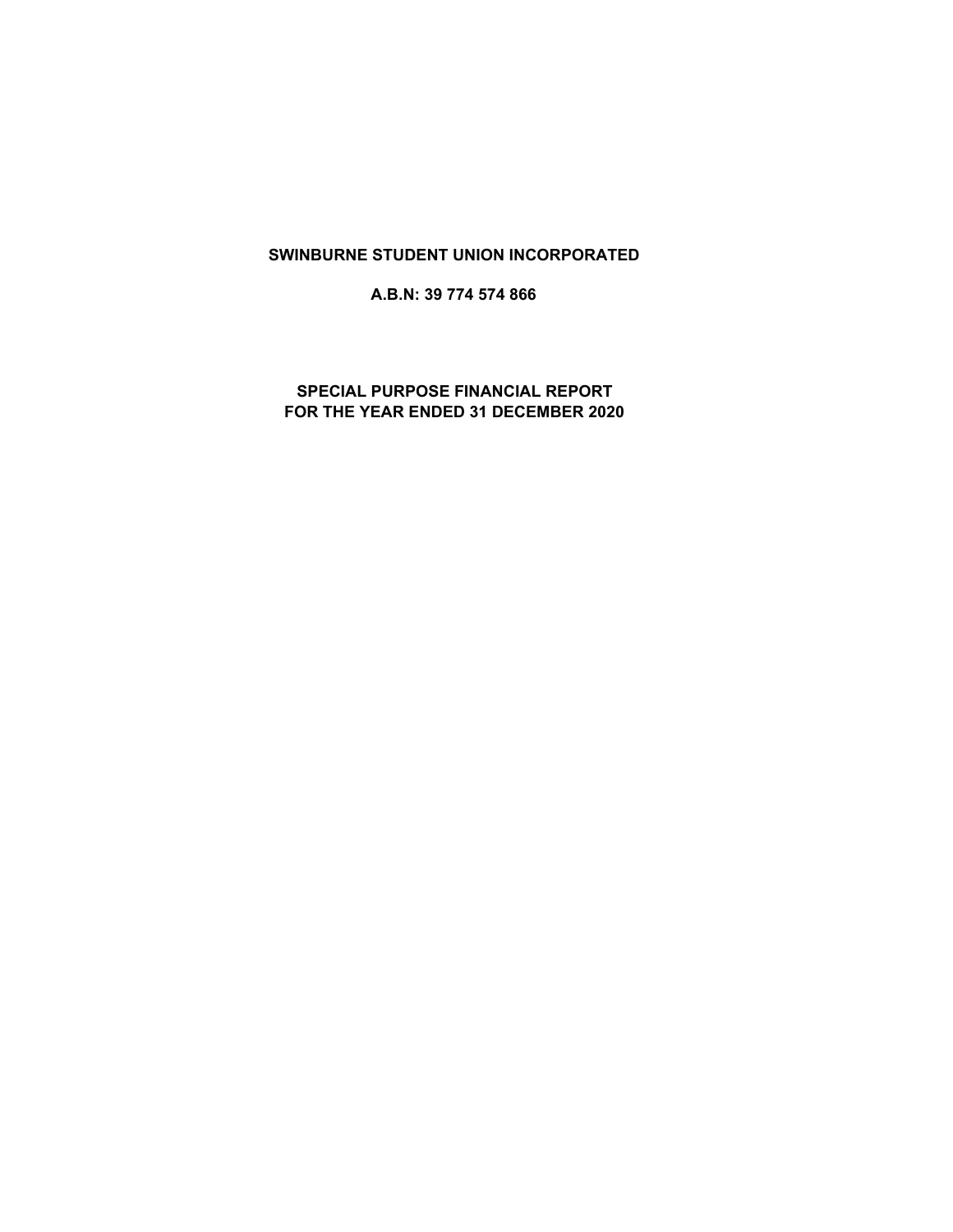# SWINBURNE STUDENT UNION INCORPORATED

**A.B.N: 39 774 574 866**

## SPECIAL PURPOSE FINANCIAL REPORT
## FOR THE YEAR ENDED 31 DECEMBER 2020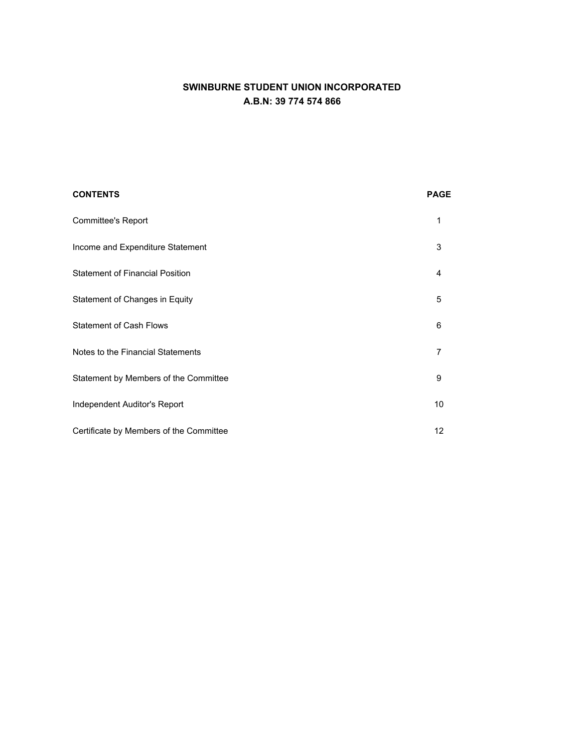# SWINBURNE STUDENT UNION INCORPORATED
## A.B.N: 39 774 574 866

| **CONTENTS** | **PAGE** |
|---|---|
| Committee's Report | 1 |
| Income and Expenditure Statement | 3 |
| Statement of Financial Position | 4 |
| Statement of Changes in Equity | 5 |
| Statement of Cash Flows | 6 |
| Notes to the Financial Statements | 7 |
| Statement by Members of the Committee | 9 |
| Independent Auditor's Report | 10 |
| Certificate by Members of the Committee | 12 |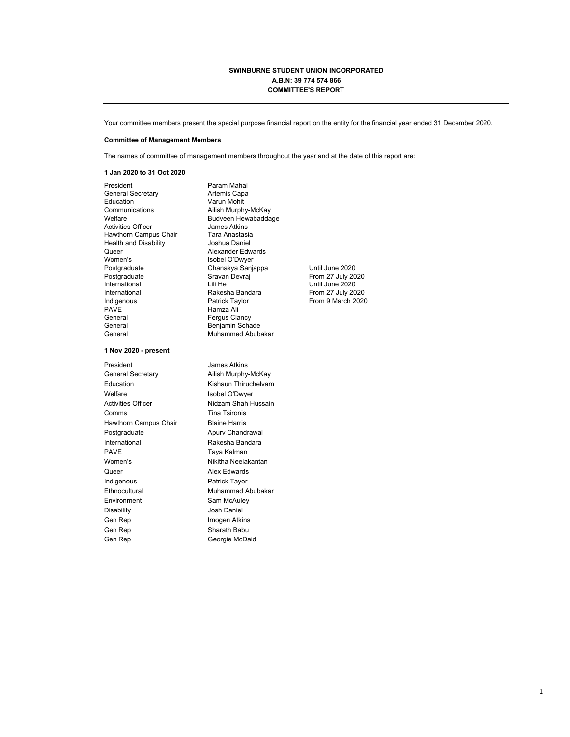**SWINBURNE STUDENT UNION INCORPORATED**
**A.B.N: 39 774 574 866**
**COMMITTEE'S REPORT**

---

Your committee members present the special purpose financial report on the entity for the financial year ended 31 December 2020.

**Committee of Management Members**

The names of committee of management members throughout the year and at the date of this report are:

**1 Jan 2020 to 31 Oct 2020**

| | | |
|---|---|---|
| President | Param Mahal | |
| General Secretary | Artemis Capa | |
| Education | Varun Mohit | |
| Communications | Ailish Murphy-McKay | |
| Welfare | Budveen Hewabaddage | |
| Activities Officer | James Atkins | |
| Hawthorn Campus Chair | Tara Anastasia | |
| Health and Disability | Joshua Daniel | |
| Queer | Alexander Edwards | |
| Women's | Isobel O'Dwyer | |
| Postgraduate | Chanakya Sanjappa | Until June 2020 |
| Postgraduate | Sravan Devraj | From 27 July 2020 |
| International | Lili He | Until June 2020 |
| International | Rakesha Bandara | From 27 July 2020 |
| Indigenous | Patrick Taylor | From 9 March 2020 |
| PAVE | Hamza Ali | |
| General | Fergus Clancy | |
| General | Benjamin Schade | |
| General | Muhammed Abubakar | |

**1 Nov 2020 - present**

| | |
|---|---|
| President | James Atkins |
| General Secretary | Ailish Murphy-McKay |
| Education | Kishaun Thiruchelvam |
| Welfare | Isobel O'Dwyer |
| Activities Officer | Nidzam Shah Hussain |
| Comms | Tina Tsironis |
| Hawthorn Campus Chair | Blaine Harris |
| Postgraduate | Apurv Chandrawal |
| International | Rakesha Bandara |
| PAVE | Taya Kalman |
| Women's | Nikitha Neelakantan |
| Queer | Alex Edwards |
| Indigenous | Patrick Tayor |
| Ethnocultural | Muhammad Abubakar |
| Environment | Sam McAuley |
| Disability | Josh Daniel |
| Gen Rep | Imogen Atkins |
| Gen Rep | Sharath Babu |
| Gen Rep | Georgie McDaid |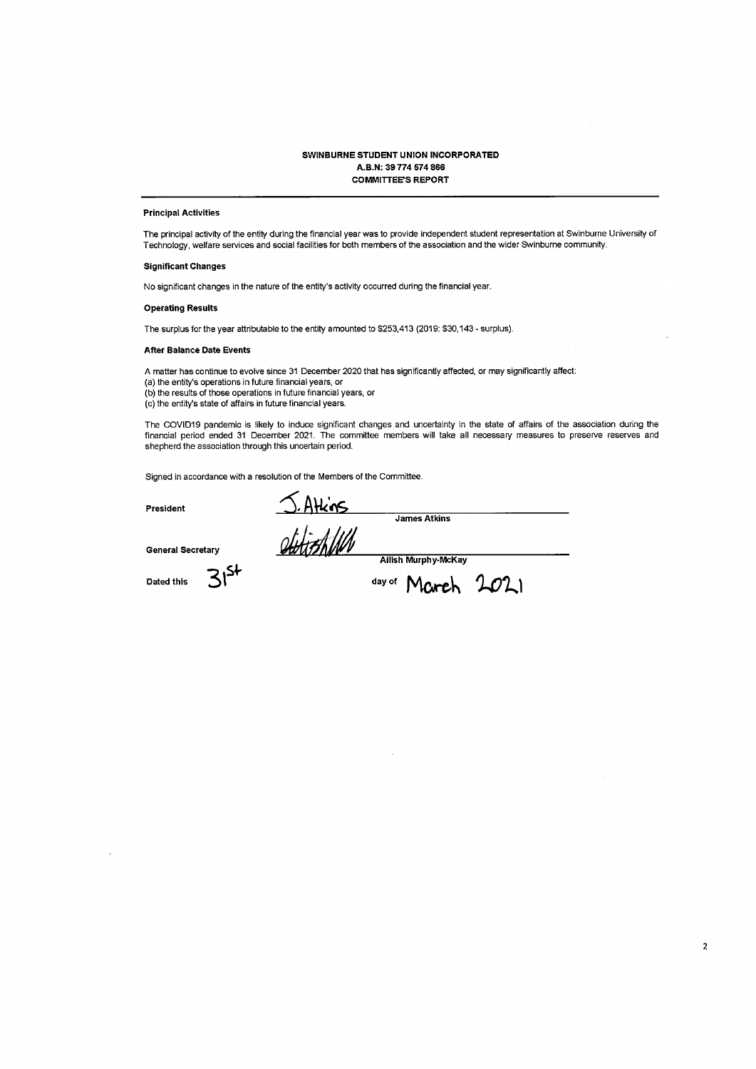**SWINBURNE STUDENT UNION INCORPORATED**
**A.B.N: 39 774 574 866**
**COMMITTEE'S REPORT**

---

**Principal Activities**

The principal activity of the entity during the financial year was to provide independent student representation at Swinburne University of Technology, welfare services and social facilities for both members of the association and the wider Swinburne community.

**Significant Changes**

No significant changes in the nature of the entity's activity occurred during the financial year.

**Operating Results**

The surplus for the year attributable to the entity amounted to $253,413 (2019: $30,143 - surplus).

**After Balance Date Events**

A matter has continue to evolve since 31 December 2020 that has significantly affected, or may significantly affect:
(a) the entity's operations in future financial years, or
(b) the results of those operations in future financial years, or
(c) the entity's state of affairs in future financial years.

The COVID19 pandemic is likely to induce significant changes and uncertainty in the state of affairs of the association during the financial period ended 31 December 2021. The committee members will take all necessary measures to preserve reserves and shepherd the association through this uncertain period.

Signed in accordance with a resolution of the Members of the Committee.

President J. Atkins
James Atkins

General Secretary
Ailish Murphy-McKay

Dated this 31st day of March 2021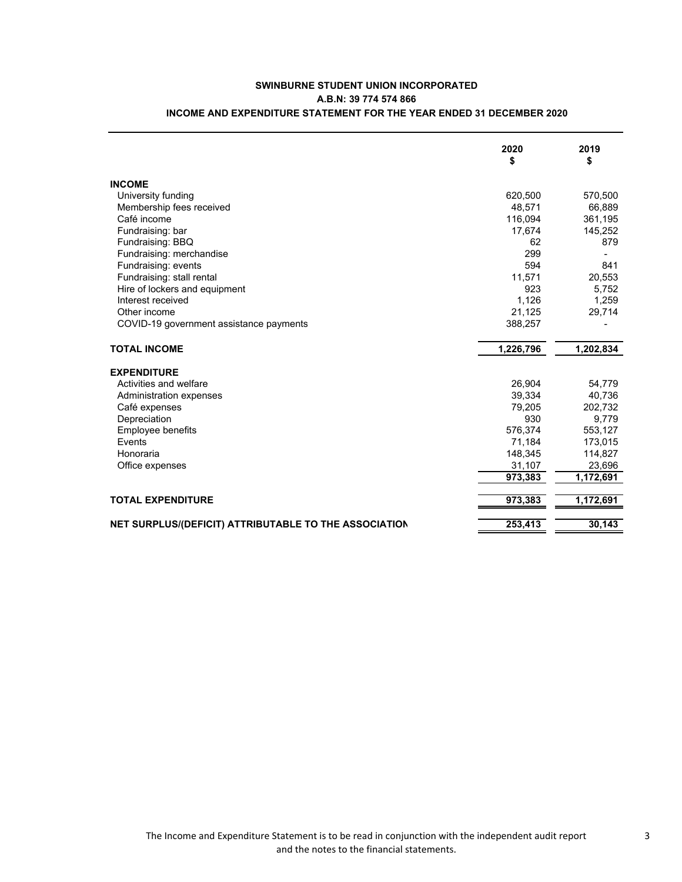**SWINBURNE STUDENT UNION INCORPORATED**

**A.B.N: 39 774 574 866**

**INCOME AND EXPENDITURE STATEMENT FOR THE YEAR ENDED 31 DECEMBER 2020**

| | 2020 $ | 2019 $ |
|---|---|---|
| **INCOME** | | |
| University funding | 620,500 | 570,500 |
| Membership fees received | 48,571 | 66,889 |
| Café income | 116,094 | 361,195 |
| Fundraising: bar | 17,674 | 145,252 |
| Fundraising: BBQ | 62 | 879 |
| Fundraising: merchandise | 299 | - |
| Fundraising: events | 594 | 841 |
| Fundraising: stall rental | 11,571 | 20,553 |
| Hire of lockers and equipment | 923 | 5,752 |
| Interest received | 1,126 | 1,259 |
| Other income | 21,125 | 29,714 |
| COVID-19 government assistance payments | 388,257 | - |
| **TOTAL INCOME** | **1,226,796** | **1,202,834** |
| **EXPENDITURE** | | |
| Activities and welfare | 26,904 | 54,779 |
| Administration expenses | 39,334 | 40,736 |
| Café expenses | 79,205 | 202,732 |
| Depreciation | 930 | 9,779 |
| Employee benefits | 576,374 | 553,127 |
| Events | 71,184 | 173,015 |
| Honoraria | 148,345 | 114,827 |
| Office expenses | 31,107 | 23,696 |
| | **973,383** | **1,172,691** |
| **TOTAL EXPENDITURE** | **973,383** | **1,172,691** |
| **NET SURPLUS/(DEFICIT) ATTRIBUTABLE TO THE ASSOCIATION** | **253,413** | **30,143** |

The Income and Expenditure Statement is to be read in conjunction with the independent audit report and the notes to the financial statements.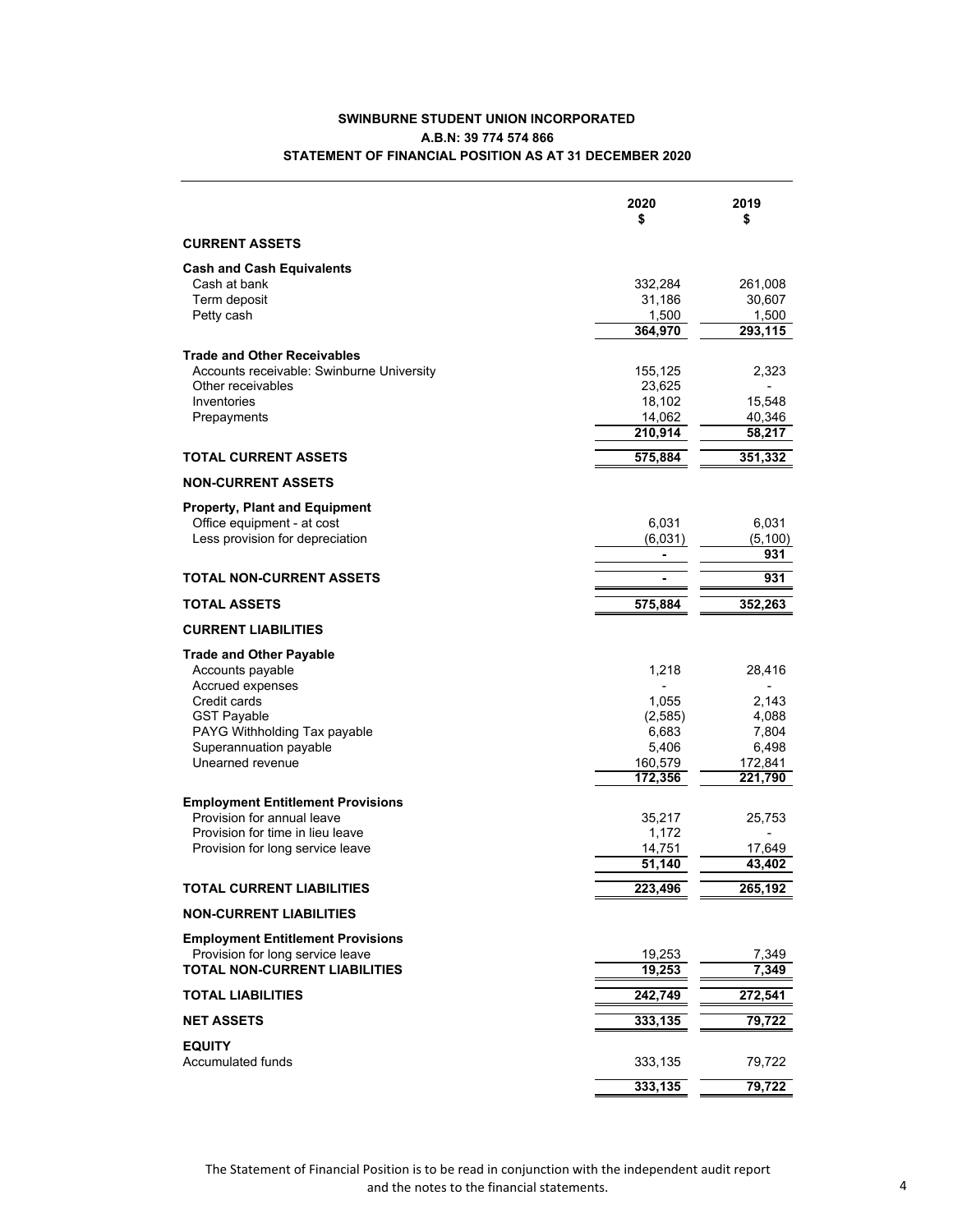**SWINBURNE STUDENT UNION INCORPORATED**
**A.B.N: 39 774 574 866**
**STATEMENT OF FINANCIAL POSITION AS AT 31 DECEMBER 2020**

| | 2020 $ | 2019 $ |
|---|---|---|
| **CURRENT ASSETS** | | |
| **Cash and Cash Equivalents** | | |
| Cash at bank | 332,284 | 261,008 |
| Term deposit | 31,186 | 30,607 |
| Petty cash | 1,500 | 1,500 |
| | **364,970** | **293,115** |
| **Trade and Other Receivables** | | |
| Accounts receivable: Swinburne University | 155,125 | 2,323 |
| Other receivables | 23,625 | - |
| Inventories | 18,102 | 15,548 |
| Prepayments | 14,062 | 40,346 |
| | **210,914** | **58,217** |
| **TOTAL CURRENT ASSETS** | **575,884** | **351,332** |
| **NON-CURRENT ASSETS** | | |
| **Property, Plant and Equipment** | | |
| Office equipment - at cost | 6,031 | 6,031 |
| Less provision for depreciation | (6,031) | (5,100) |
| | **-** | **931** |
| **TOTAL NON-CURRENT ASSETS** | **-** | **931** |
| **TOTAL ASSETS** | **575,884** | **352,263** |
| **CURRENT LIABILITIES** | | |
| **Trade and Other Payable** | | |
| Accounts payable | 1,218 | 28,416 |
| Accrued expenses | - | - |
| Credit cards | 1,055 | 2,143 |
| GST Payable | (2,585) | 4,088 |
| PAYG Withholding Tax payable | 6,683 | 7,804 |
| Superannuation payable | 5,406 | 6,498 |
| Unearned revenue | 160,579 | 172,841 |
| | **172,356** | **221,790** |
| **Employment Entitlement Provisions** | | |
| Provision for annual leave | 35,217 | 25,753 |
| Provision for time in lieu leave | 1,172 | - |
| Provision for long service leave | 14,751 | 17,649 |
| | **51,140** | **43,402** |
| **TOTAL CURRENT LIABILITIES** | **223,496** | **265,192** |
| **NON-CURRENT LIABILITIES** | | |
| **Employment Entitlement Provisions** | | |
| Provision for long service leave | 19,253 | 7,349 |
| **TOTAL NON-CURRENT LIABILITIES** | **19,253** | **7,349** |
| **TOTAL LIABILITIES** | **242,749** | **272,541** |
| **NET ASSETS** | **333,135** | **79,722** |
| **EQUITY** | | |
| Accumulated funds | 333,135 | 79,722 |
| | **333,135** | **79,722** |

The Statement of Financial Position is to be read in conjunction with the independent audit report and the notes to the financial statements.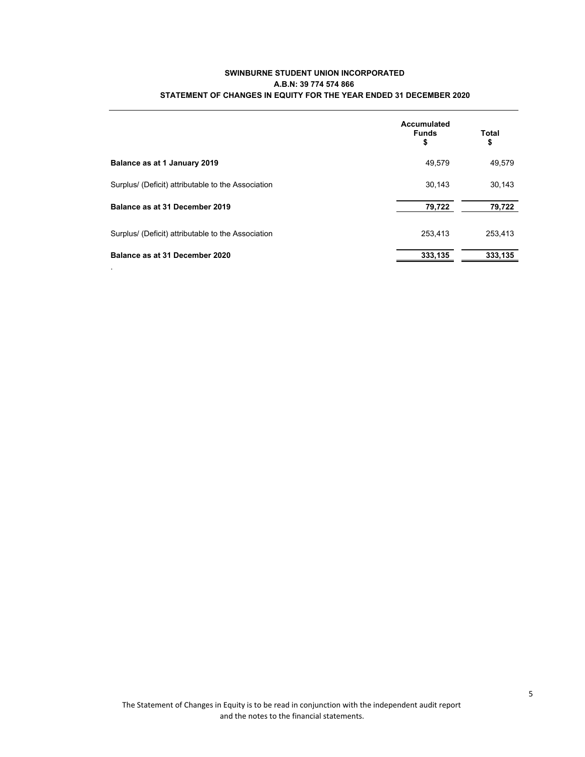**SWINBURNE STUDENT UNION INCORPORATED**
**A.B.N: 39 774 574 866**
**STATEMENT OF CHANGES IN EQUITY FOR THE YEAR ENDED 31 DECEMBER 2020**

| | Accumulated Funds $ | Total $ |
|---|---|---|
| **Balance as at 1 January 2019** | 49,579 | 49,579 |
| Surplus/ (Deficit) attributable to the Association | 30,143 | 30,143 |
| **Balance as at 31 December 2019** | **79,722** | **79,722** |
| Surplus/ (Deficit) attributable to the Association | 253,413 | 253,413 |
| **Balance as at 31 December 2020** | **333,135** | **333,135** |

.

The Statement of Changes in Equity is to be read in conjunction with the independent audit report and the notes to the financial statements.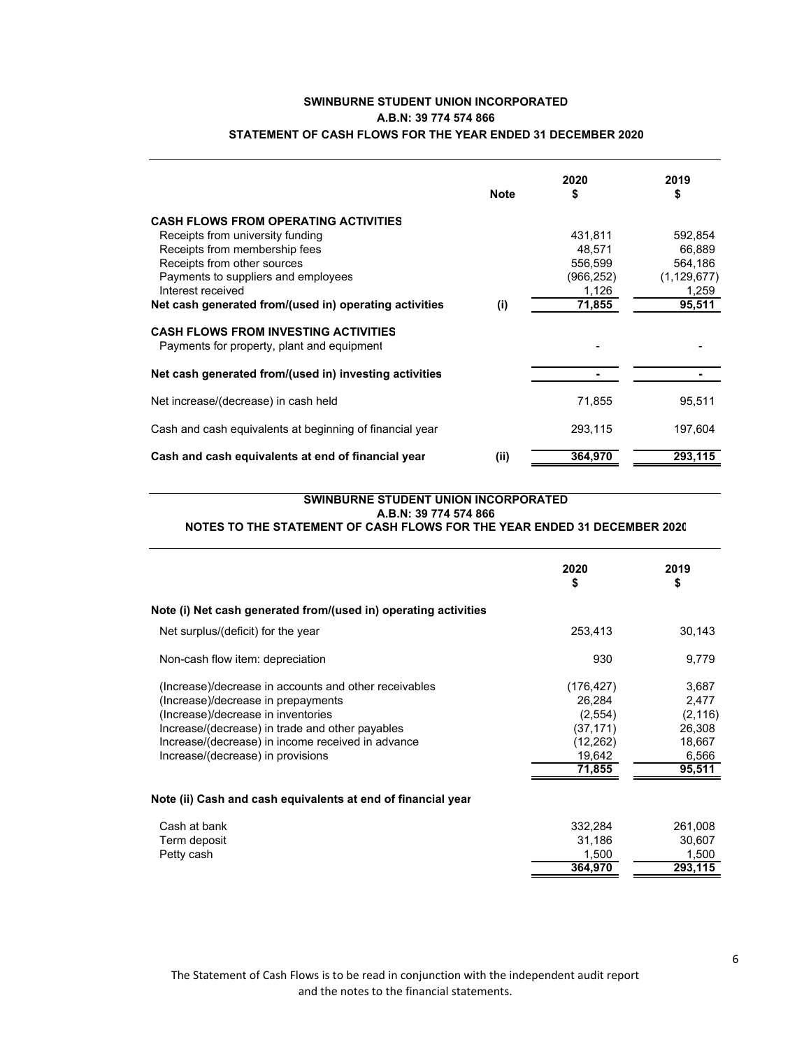**SWINBURNE STUDENT UNION INCORPORATED**
**A.B.N: 39 774 574 866**
**STATEMENT OF CASH FLOWS FOR THE YEAR ENDED 31 DECEMBER 2020**

| | Note | 2020<br>$ | 2019<br>$ |
|---|---|---|---|
| **CASH FLOWS FROM OPERATING ACTIVITIES** | | | |
| Receipts from university funding | | 431,811 | 592,854 |
| Receipts from membership fees | | 48,571 | 66,889 |
| Receipts from other sources | | 556,599 | 564,186 |
| Payments to suppliers and employees | | (966,252) | (1,129,677) |
| Interest received | | 1,126 | 1,259 |
| **Net cash generated from/(used in) operating activities** | **(i)** | **71,855** | **95,511** |
| **CASH FLOWS FROM INVESTING ACTIVITIES** | | | |
| Payments for property, plant and equipment | | - | - |
| **Net cash generated from/(used in) investing activities** | | **-** | **-** |
| Net increase/(decrease) in cash held | | 71,855 | 95,511 |
| Cash and cash equivalents at beginning of financial year | | 293,115 | 197,604 |
| **Cash and cash equivalents at end of financial year** | **(ii)** | **364,970** | **293,115** |

**SWINBURNE STUDENT UNION INCORPORATED**
**A.B.N: 39 774 574 866**
**NOTES TO THE STATEMENT OF CASH FLOWS FOR THE YEAR ENDED 31 DECEMBER 2020**

| | 2020<br>$ | 2019<br>$ |
|---|---|---|
| **Note (i) Net cash generated from/(used in) operating activities** | | |
| Net surplus/(deficit) for the year | 253,413 | 30,143 |
| Non-cash flow item: depreciation | 930 | 9,779 |
| (Increase)/decrease in accounts and other receivables | (176,427) | 3,687 |
| (Increase)/decrease in prepayments | 26,284 | 2,477 |
| (Increase)/decrease in inventories | (2,554) | (2,116) |
| Increase/(decrease) in trade and other payables | (37,171) | 26,308 |
| Increase/(decrease) in income received in advance | (12,262) | 18,667 |
| Increase/(decrease) in provisions | 19,642 | 6,566 |
| | **71,855** | **95,511** |
| **Note (ii) Cash and cash equivalents at end of financial year** | | |
| Cash at bank | 332,284 | 261,008 |
| Term deposit | 31,186 | 30,607 |
| Petty cash | 1,500 | 1,500 |
| | **364,970** | **293,115** |

The Statement of Cash Flows is to be read in conjunction with the independent audit report and the notes to the financial statements.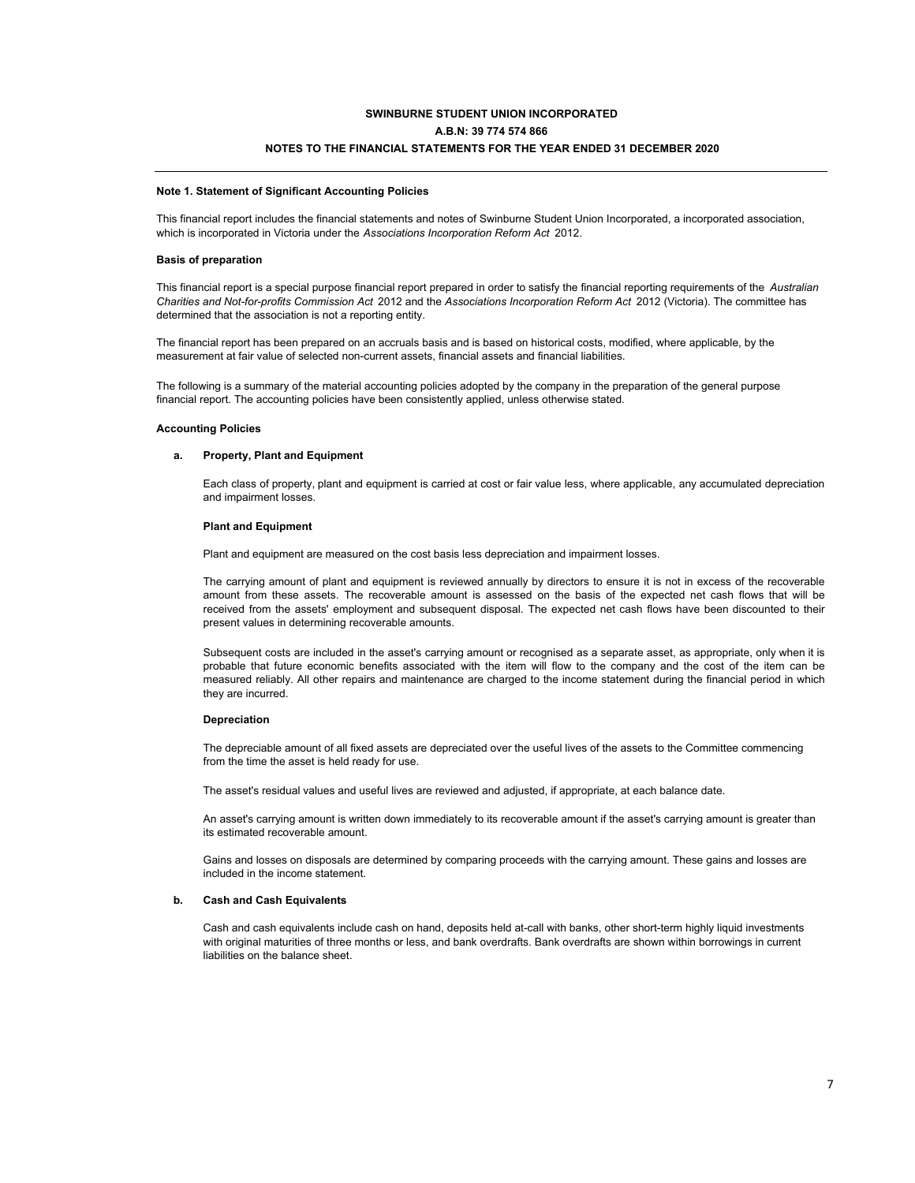# SWINBURNE STUDENT UNION INCORPORATED

**A.B.N: 39 774 574 866**

**NOTES TO THE FINANCIAL STATEMENTS FOR THE YEAR ENDED 31 DECEMBER 2020**

---

**Note 1. Statement of Significant Accounting Policies**

This financial report includes the financial statements and notes of Swinburne Student Union Incorporated, a incorporated association, which is incorporated in Victoria under the *Associations Incorporation Reform Act* 2012.

**Basis of preparation**

This financial report is a special purpose financial report prepared in order to satisfy the financial reporting requirements of the *Australian Charities and Not-for-profits Commission Act* 2012 and the *Associations Incorporation Reform Act* 2012 (Victoria). The committee has determined that the association is not a reporting entity.

The financial report has been prepared on an accruals basis and is based on historical costs, modified, where applicable, by the measurement at fair value of selected non-current assets, financial assets and financial liabilities.

The following is a summary of the material accounting policies adopted by the company in the preparation of the general purpose financial report. The accounting policies have been consistently applied, unless otherwise stated.

**Accounting Policies**

**a. Property, Plant and Equipment**

Each class of property, plant and equipment is carried at cost or fair value less, where applicable, any accumulated depreciation and impairment losses.

**Plant and Equipment**

Plant and equipment are measured on the cost basis less depreciation and impairment losses.

The carrying amount of plant and equipment is reviewed annually by directors to ensure it is not in excess of the recoverable amount from these assets. The recoverable amount is assessed on the basis of the expected net cash flows that will be received from the assets' employment and subsequent disposal. The expected net cash flows have been discounted to their present values in determining recoverable amounts.

Subsequent costs are included in the asset's carrying amount or recognised as a separate asset, as appropriate, only when it is probable that future economic benefits associated with the item will flow to the company and the cost of the item can be measured reliably. All other repairs and maintenance are charged to the income statement during the financial period in which they are incurred.

**Depreciation**

The depreciable amount of all fixed assets are depreciated over the useful lives of the assets to the Committee commencing from the time the asset is held ready for use.

The asset's residual values and useful lives are reviewed and adjusted, if appropriate, at each balance date.

An asset's carrying amount is written down immediately to its recoverable amount if the asset's carrying amount is greater than its estimated recoverable amount.

Gains and losses on disposals are determined by comparing proceeds with the carrying amount. These gains and losses are included in the income statement.

**b. Cash and Cash Equivalents**

Cash and cash equivalents include cash on hand, deposits held at-call with banks, other short-term highly liquid investments with original maturities of three months or less, and bank overdrafts. Bank overdrafts are shown within borrowings in current liabilities on the balance sheet.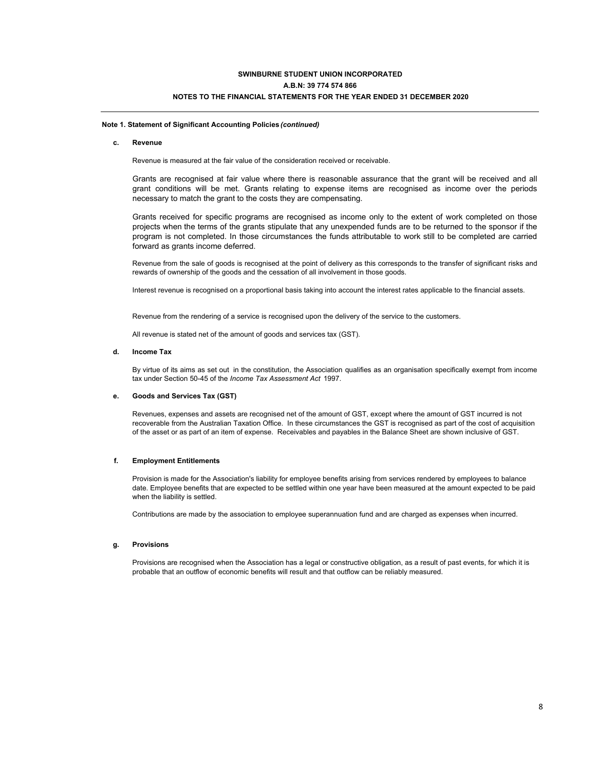**Note 1. Statement of Significant Accounting Policies *(continued)***

**c. Revenue**

Revenue is measured at the fair value of the consideration received or receivable.

Grants are recognised at fair value where there is reasonable assurance that the grant will be received and all grant conditions will be met. Grants relating to expense items are recognised as income over the periods necessary to match the grant to the costs they are compensating.

Grants received for specific programs are recognised as income only to the extent of work completed on those projects when the terms of the grants stipulate that any unexpended funds are to be returned to the sponsor if the program is not completed. In those circumstances the funds attributable to work still to be completed are carried forward as grants income deferred.

Revenue from the sale of goods is recognised at the point of delivery as this corresponds to the transfer of significant risks and rewards of ownership of the goods and the cessation of all involvement in those goods.

Interest revenue is recognised on a proportional basis taking into account the interest rates applicable to the financial assets.

Revenue from the rendering of a service is recognised upon the delivery of the service to the customers.

All revenue is stated net of the amount of goods and services tax (GST).

**d. Income Tax**

By virtue of its aims as set out in the constitution, the Association qualifies as an organisation specifically exempt from income tax under Section 50-45 of the *Income Tax Assessment Act* 1997.

**e. Goods and Services Tax (GST)**

Revenues, expenses and assets are recognised net of the amount of GST, except where the amount of GST incurred is not recoverable from the Australian Taxation Office. In these circumstances the GST is recognised as part of the cost of acquisition of the asset or as part of an item of expense. Receivables and payables in the Balance Sheet are shown inclusive of GST.

**f. Employment Entitlements**

Provision is made for the Association's liability for employee benefits arising from services rendered by employees to balance date. Employee benefits that are expected to be settled within one year have been measured at the amount expected to be paid when the liability is settled.

Contributions are made by the association to employee superannuation fund and are charged as expenses when incurred.

**g. Provisions**

Provisions are recognised when the Association has a legal or constructive obligation, as a result of past events, for which it is probable that an outflow of economic benefits will result and that outflow can be reliably measured.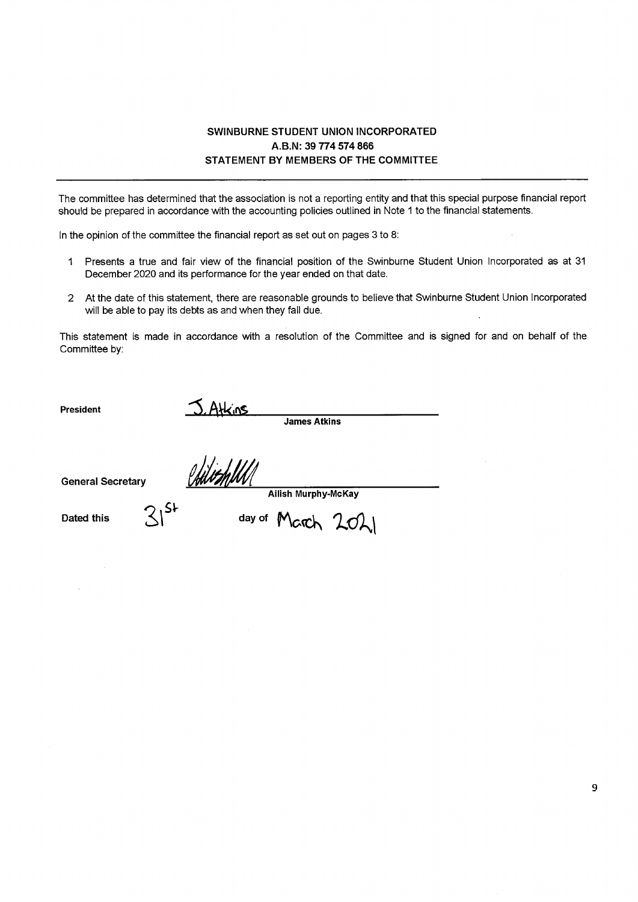**SWINBURNE STUDENT UNION INCORPORATED**
**A.B.N: 39 774 574 866**
**STATEMENT BY MEMBERS OF THE COMMITTEE**

---

The committee has determined that the association is not a reporting entity and that this special purpose financial report should be prepared in accordance with the accounting policies outlined in Note 1 to the financial statements.

In the opinion of the committee the financial report as set out on pages 3 to 8:

1. Presents a true and fair view of the financial position of the Swinburne Student Union Incorporated as at 31 December 2020 and its performance for the year ended on that date.

2. At the date of this statement, there are reasonable grounds to believe that Swinburne Student Union Incorporated will be able to pay its debts as and when they fall due.

This statement is made in accordance with a resolution of the Committee and is signed for and on behalf of the Committee by:

**President** J. Atkins
**James Atkins**

**General Secretary**
**Ailish Murphy-McKay**

**Dated this** 31st day of March 2021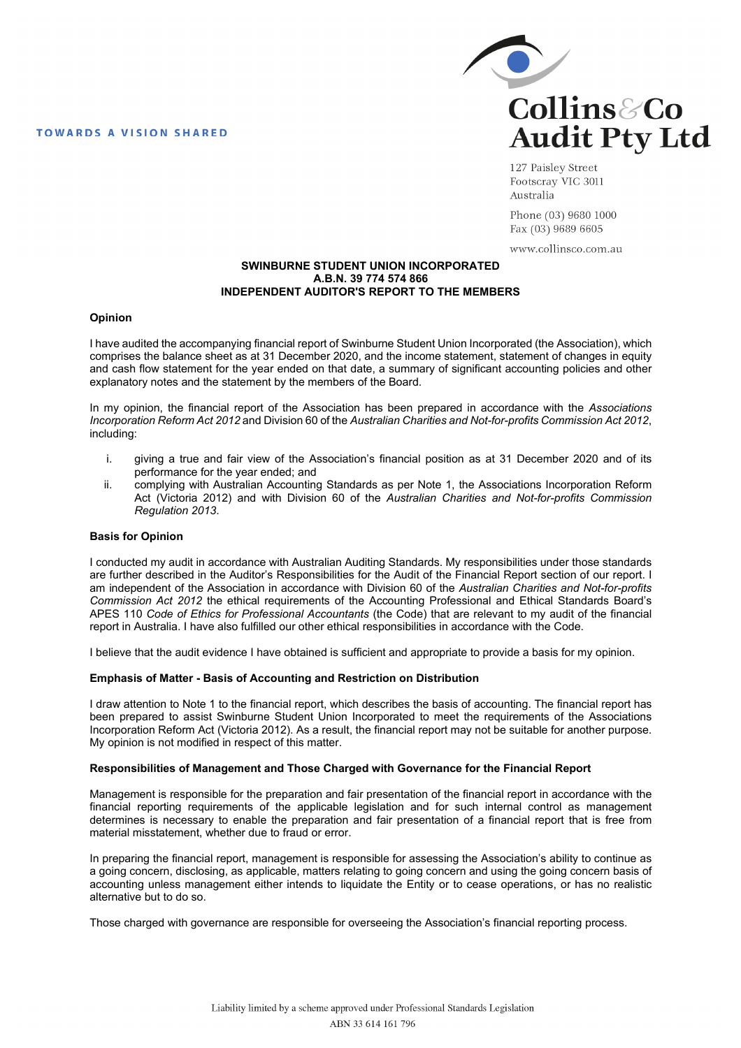TOWARDS A VISION SHARED

**Collins & Co Audit Pty Ltd**

127 Paisley Street
Footscray VIC 3011
Australia

Phone (03) 9680 1000
Fax (03) 9689 6605

www.collinsco.com.au

**SWINBURNE STUDENT UNION INCORPORATED**
**A.B.N. 39 774 574 866**
**INDEPENDENT AUDITOR'S REPORT TO THE MEMBERS**

### Opinion

I have audited the accompanying financial report of Swinburne Student Union Incorporated (the Association), which comprises the balance sheet as at 31 December 2020, and the income statement, statement of changes in equity and cash flow statement for the year ended on that date, a summary of significant accounting policies and other explanatory notes and the statement by the members of the Board.

In my opinion, the financial report of the Association has been prepared in accordance with the *Associations Incorporation Reform Act 2012* and Division 60 of the *Australian Charities and Not-for-profits Commission Act 2012*, including:

i. giving a true and fair view of the Association's financial position as at 31 December 2020 and of its performance for the year ended; and
ii. complying with Australian Accounting Standards as per Note 1, the Associations Incorporation Reform Act (Victoria 2012) and with Division 60 of the *Australian Charities and Not-for-profits Commission Regulation 2013*.

### Basis for Opinion

I conducted my audit in accordance with Australian Auditing Standards. My responsibilities under those standards are further described in the Auditor's Responsibilities for the Audit of the Financial Report section of our report. I am independent of the Association in accordance with Division 60 of the *Australian Charities and Not-for-profits Commission Act 2012* the ethical requirements of the Accounting Professional and Ethical Standards Board's APES 110 *Code of Ethics for Professional Accountants* (the Code) that are relevant to my audit of the financial report in Australia. I have also fulfilled our other ethical responsibilities in accordance with the Code.

I believe that the audit evidence I have obtained is sufficient and appropriate to provide a basis for my opinion.

### Emphasis of Matter - Basis of Accounting and Restriction on Distribution

I draw attention to Note 1 to the financial report, which describes the basis of accounting. The financial report has been prepared to assist Swinburne Student Union Incorporated to meet the requirements of the Associations Incorporation Reform Act (Victoria 2012). As a result, the financial report may not be suitable for another purpose. My opinion is not modified in respect of this matter.

### Responsibilities of Management and Those Charged with Governance for the Financial Report

Management is responsible for the preparation and fair presentation of the financial report in accordance with the financial reporting requirements of the applicable legislation and for such internal control as management determines is necessary to enable the preparation and fair presentation of a financial report that is free from material misstatement, whether due to fraud or error.

In preparing the financial report, management is responsible for assessing the Association's ability to continue as a going concern, disclosing, as applicable, matters relating to going concern and using the going concern basis of accounting unless management either intends to liquidate the Entity or to cease operations, or has no realistic alternative but to do so.

Those charged with governance are responsible for overseeing the Association's financial reporting process.

Liability limited by a scheme approved under Professional Standards Legislation
ABN 33 614 161 796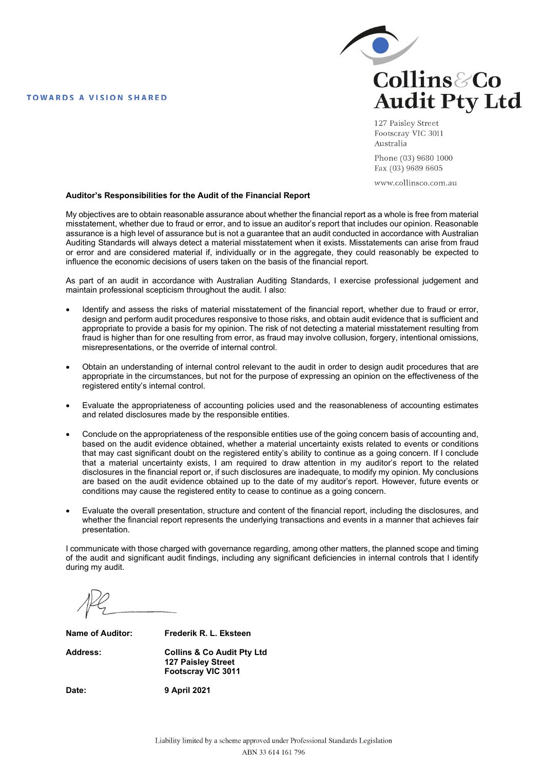TOWARDS A VISION SHARED

**Collins & Co Audit Pty Ltd**

127 Paisley Street
Footscray VIC 3011
Australia

Phone (03) 9680 1000
Fax (03) 9689 6605

www.collinsco.com.au

**Auditor's Responsibilities for the Audit of the Financial Report**

My objectives are to obtain reasonable assurance about whether the financial report as a whole is free from material misstatement, whether due to fraud or error, and to issue an auditor's report that includes our opinion. Reasonable assurance is a high level of assurance but is not a guarantee that an audit conducted in accordance with Australian Auditing Standards will always detect a material misstatement when it exists. Misstatements can arise from fraud or error and are considered material if, individually or in the aggregate, they could reasonably be expected to influence the economic decisions of users taken on the basis of the financial report.

As part of an audit in accordance with Australian Auditing Standards, I exercise professional judgement and maintain professional scepticism throughout the audit. I also:

- Identify and assess the risks of material misstatement of the financial report, whether due to fraud or error, design and perform audit procedures responsive to those risks, and obtain audit evidence that is sufficient and appropriate to provide a basis for my opinion. The risk of not detecting a material misstatement resulting from fraud is higher than for one resulting from error, as fraud may involve collusion, forgery, intentional omissions, misrepresentations, or the override of internal control.

- Obtain an understanding of internal control relevant to the audit in order to design audit procedures that are appropriate in the circumstances, but not for the purpose of expressing an opinion on the effectiveness of the registered entity's internal control.

- Evaluate the appropriateness of accounting policies used and the reasonableness of accounting estimates and related disclosures made by the responsible entities.

- Conclude on the appropriateness of the responsible entities use of the going concern basis of accounting and, based on the audit evidence obtained, whether a material uncertainty exists related to events or conditions that may cast significant doubt on the registered entity's ability to continue as a going concern. If I conclude that a material uncertainty exists, I am required to draw attention in my auditor's report to the related disclosures in the financial report or, if such disclosures are inadequate, to modify my opinion. My conclusions are based on the audit evidence obtained up to the date of my auditor's report. However, future events or conditions may cause the registered entity to cease to continue as a going concern.

- Evaluate the overall presentation, structure and content of the financial report, including the disclosures, and whether the financial report represents the underlying transactions and events in a manner that achieves fair presentation.

I communicate with those charged with governance regarding, among other matters, the planned scope and timing of the audit and significant audit findings, including any significant deficiencies in internal controls that I identify during my audit.

**Name of Auditor:** **Frederik R. L. Eksteen**

**Address:** **Collins & Co Audit Pty Ltd**
**127 Paisley Street**
**Footscray VIC 3011**

**Date:** **9 April 2021**

Liability limited by a scheme approved under Professional Standards Legislation

ABN 33 614 161 796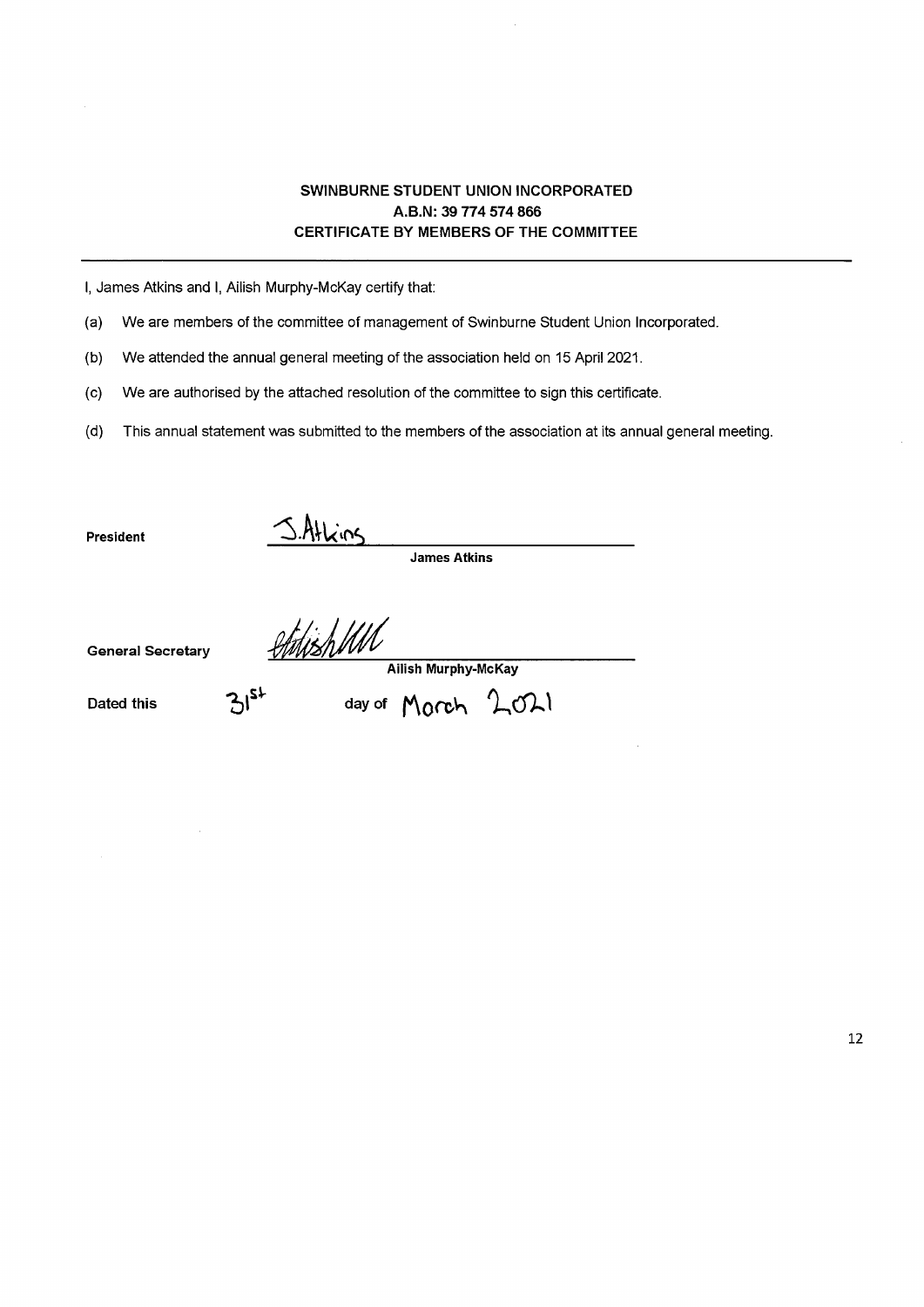**SWINBURNE STUDENT UNION INCORPORATED**
**A.B.N: 39 774 574 866**
**CERTIFICATE BY MEMBERS OF THE COMMITTEE**

---

I, James Atkins and I, Ailish Murphy-McKay certify that:

(a) We are members of the committee of management of Swinburne Student Union Incorporated.

(b) We attended the annual general meeting of the association held on 15 April 2021.

(c) We are authorised by the attached resolution of the committee to sign this certificate.

(d) This annual statement was submitted to the members of the association at its annual general meeting.

**President** J.Atkins

**James Atkins**

**General Secretary** [signature]

**Ailish Murphy-McKay**

**Dated this** 31st day of March 2021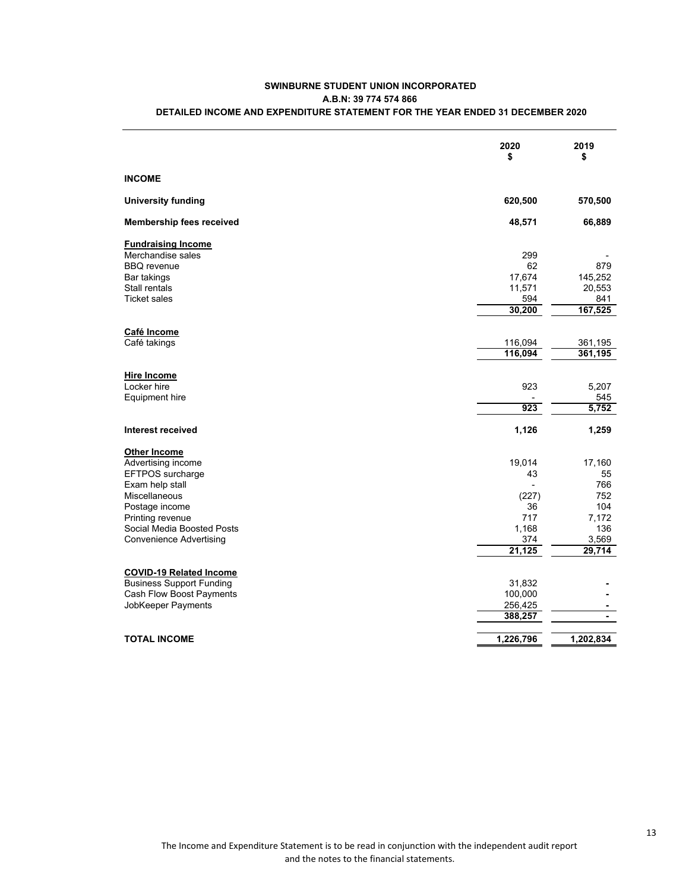**SWINBURNE STUDENT UNION INCORPORATED**

**A.B.N: 39 774 574 866**

**DETAILED INCOME AND EXPENDITURE STATEMENT FOR THE YEAR ENDED 31 DECEMBER 2020**

| | 2020<br>$ | 2019<br>$ |
|---|---|---|
| **INCOME** | | |
| **University funding** | **620,500** | **570,500** |
| **Membership fees received** | **48,571** | **66,889** |
| **Fundraising Income** | | |
| Merchandise sales | 299 | - |
| BBQ revenue | 62 | 879 |
| Bar takings | 17,674 | 145,252 |
| Stall rentals | 11,571 | 20,553 |
| Ticket sales | 594 | 841 |
| | **30,200** | **167,525** |
| **Café Income** | | |
| Café takings | 116,094 | 361,195 |
| | **116,094** | **361,195** |
| **Hire Income** | | |
| Locker hire | 923 | 5,207 |
| Equipment hire | - | 545 |
| | **923** | **5,752** |
| **Interest received** | **1,126** | **1,259** |
| **Other Income** | | |
| Advertising income | 19,014 | 17,160 |
| EFTPOS surcharge | 43 | 55 |
| Exam help stall | - | 766 |
| Miscellaneous | (227) | 752 |
| Postage income | 36 | 104 |
| Printing revenue | 717 | 7,172 |
| Social Media Boosted Posts | 1,168 | 136 |
| Convenience Advertising | 374 | 3,569 |
| | **21,125** | **29,714** |
| **COVID-19 Related Income** | | |
| Business Support Funding | 31,832 | - |
| Cash Flow Boost Payments | 100,000 | - |
| JobKeeper Payments | 256,425 | - |
| | **388,257** | **-** |
| **TOTAL INCOME** | **1,226,796** | **1,202,834** |

The Income and Expenditure Statement is to be read in conjunction with the independent audit report and the notes to the financial statements.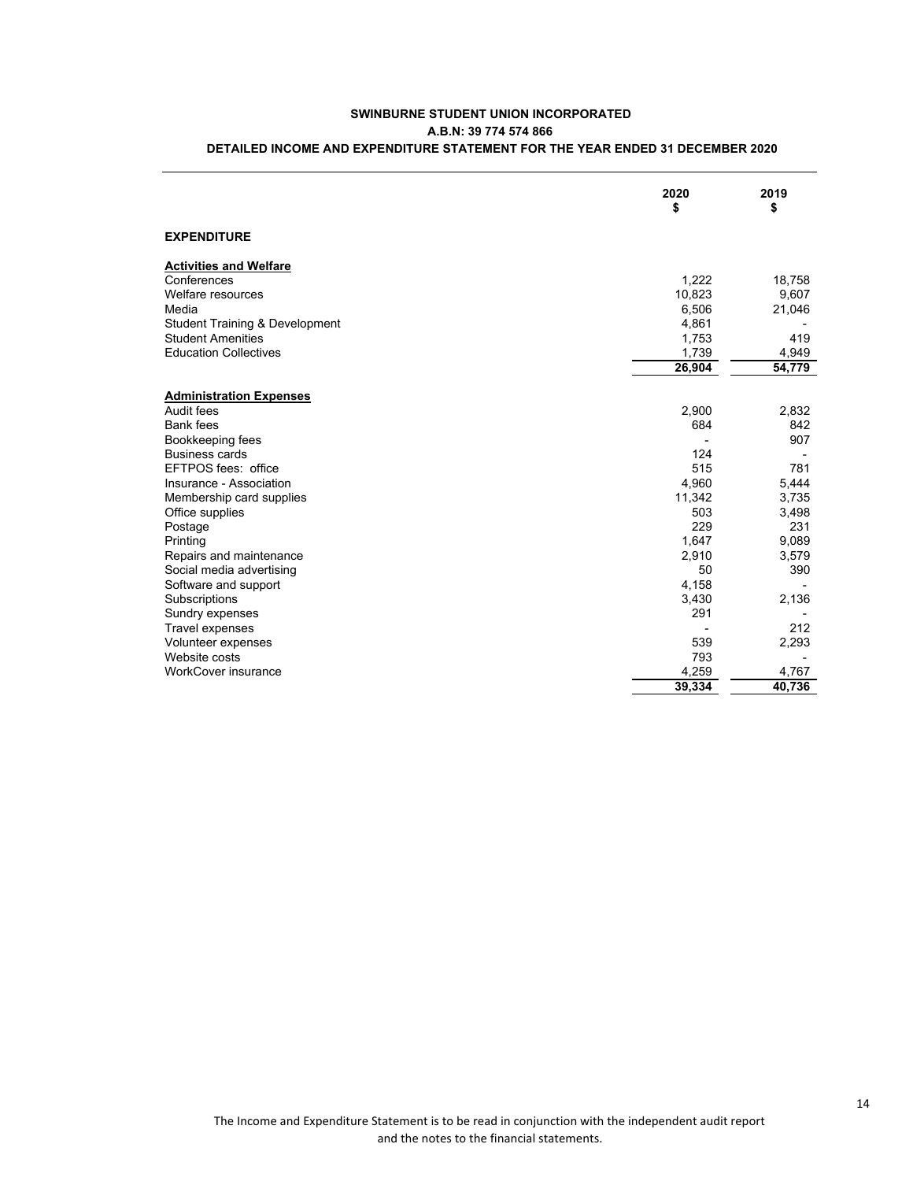**SWINBURNE STUDENT UNION INCORPORATED**

**A.B.N: 39 774 574 866**

**DETAILED INCOME AND EXPENDITURE STATEMENT FOR THE YEAR ENDED 31 DECEMBER 2020**

| | 2020<br>$ | 2019<br>$ |
|---|---|---|
| **EXPENDITURE** | | |
| **Activities and Welfare** | | |
| Conferences | 1,222 | 18,758 |
| Welfare resources | 10,823 | 9,607 |
| Media | 6,506 | 21,046 |
| Student Training & Development | 4,861 | - |
| Student Amenities | 1,753 | 419 |
| Education Collectives | 1,739 | 4,949 |
| | **26,904** | **54,779** |
| **Administration Expenses** | | |
| Audit fees | 2,900 | 2,832 |
| Bank fees | 684 | 842 |
| Bookkeeping fees | - | 907 |
| Business cards | 124 | - |
| EFTPOS fees: office | 515 | 781 |
| Insurance - Association | 4,960 | 5,444 |
| Membership card supplies | 11,342 | 3,735 |
| Office supplies | 503 | 3,498 |
| Postage | 229 | 231 |
| Printing | 1,647 | 9,089 |
| Repairs and maintenance | 2,910 | 3,579 |
| Social media advertising | 50 | 390 |
| Software and support | 4,158 | - |
| Subscriptions | 3,430 | 2,136 |
| Sundry expenses | 291 | - |
| Travel expenses | - | 212 |
| Volunteer expenses | 539 | 2,293 |
| Website costs | 793 | - |
| WorkCover insurance | 4,259 | 4,767 |
| | **39,334** | **40,736** |

The Income and Expenditure Statement is to be read in conjunction with the independent audit report and the notes to the financial statements.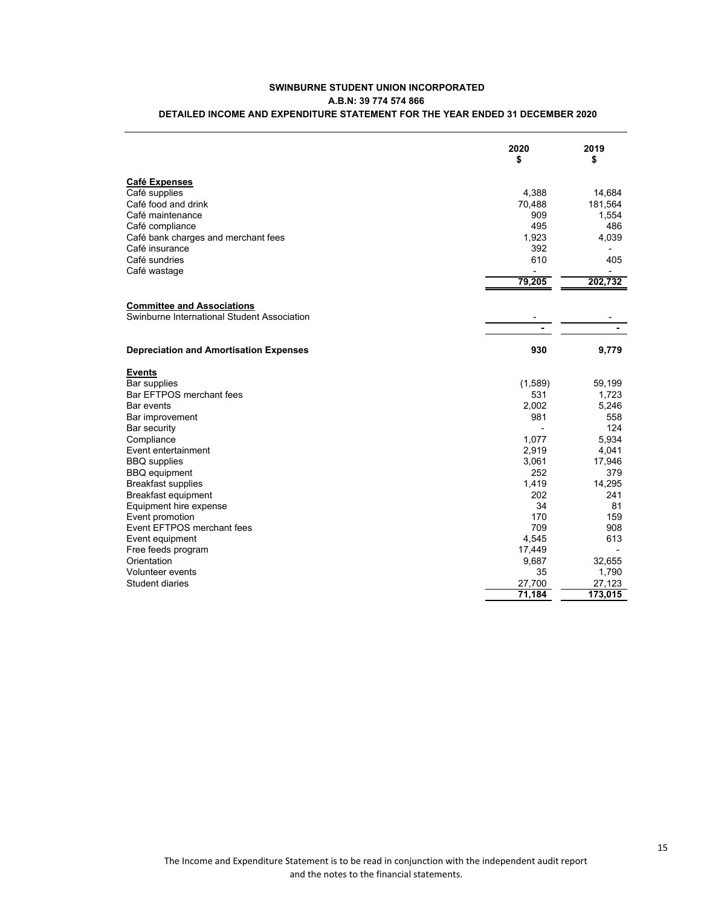**SWINBURNE STUDENT UNION INCORPORATED**

**A.B.N: 39 774 574 866**

**DETAILED INCOME AND EXPENDITURE STATEMENT FOR THE YEAR ENDED 31 DECEMBER 2020**

| | 2020 $ | 2019 $ |
|---|---|---|
| **Café Expenses** | | |
| Café supplies | 4,388 | 14,684 |
| Café food and drink | 70,488 | 181,564 |
| Café maintenance | 909 | 1,554 |
| Café compliance | 495 | 486 |
| Café bank charges and merchant fees | 1,923 | 4,039 |
| Café insurance | 392 | - |
| Café sundries | 610 | 405 |
| Café wastage | - | - |
| | **79,205** | **202,732** |
| **Committee and Associations** | | |
| Swinburne International Student Association | - | - |
| | **-** | **-** |
| **Depreciation and Amortisation Expenses** | **930** | **9,779** |
| **Events** | | |
| Bar supplies | (1,589) | 59,199 |
| Bar EFTPOS merchant fees | 531 | 1,723 |
| Bar events | 2,002 | 5,246 |
| Bar improvement | 981 | 558 |
| Bar security | - | 124 |
| Compliance | 1,077 | 5,934 |
| Event entertainment | 2,919 | 4,041 |
| BBQ supplies | 3,061 | 17,946 |
| BBQ equipment | 252 | 379 |
| Breakfast supplies | 1,419 | 14,295 |
| Breakfast equipment | 202 | 241 |
| Equipment hire expense | 34 | 81 |
| Event promotion | 170 | 159 |
| Event EFTPOS merchant fees | 709 | 908 |
| Event equipment | 4,545 | 613 |
| Free feeds program | 17,449 | - |
| Orientation | 9,687 | 32,655 |
| Volunteer events | 35 | 1,790 |
| Student diaries | 27,700 | 27,123 |
| | **71,184** | **173,015** |

The Income and Expenditure Statement is to be read in conjunction with the independent audit report and the notes to the financial statements.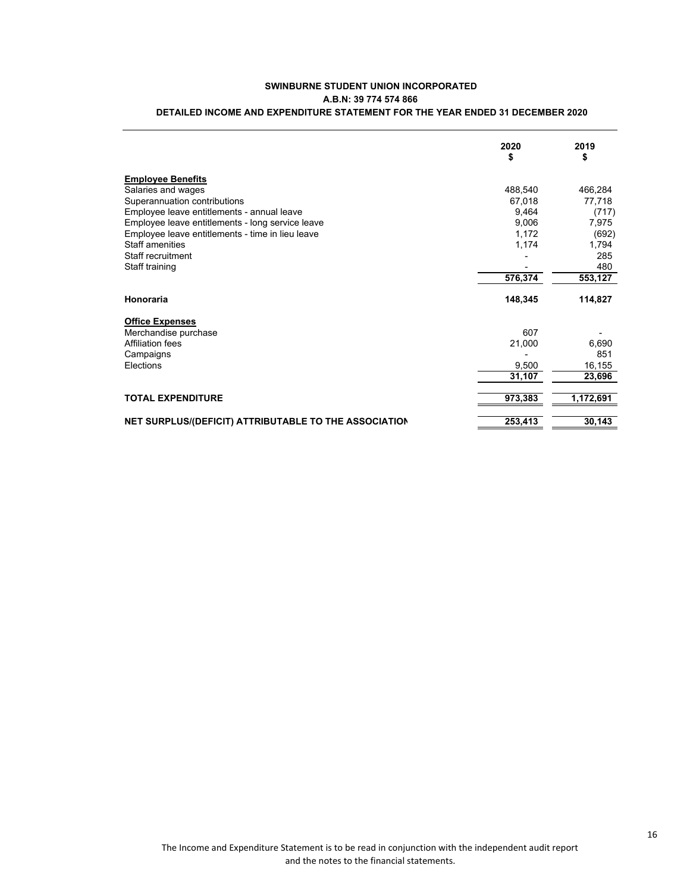**SWINBURNE STUDENT UNION INCORPORATED**

**A.B.N: 39 774 574 866**

**DETAILED INCOME AND EXPENDITURE STATEMENT FOR THE YEAR ENDED 31 DECEMBER 2020**

| | 2020 $ | 2019 $ |
|---|---|---|
| **Employee Benefits** | | |
| Salaries and wages | 488,540 | 466,284 |
| Superannuation contributions | 67,018 | 77,718 |
| Employee leave entitlements - annual leave | 9,464 | (717) |
| Employee leave entitlements - long service leave | 9,006 | 7,975 |
| Employee leave entitlements - time in lieu leave | 1,172 | (692) |
| Staff amenities | 1,174 | 1,794 |
| Staff recruitment | - | 285 |
| Staff training | - | 480 |
| | **576,374** | **553,127** |
| **Honoraria** | **148,345** | **114,827** |
| **Office Expenses** | | |
| Merchandise purchase | 607 | - |
| Affiliation fees | 21,000 | 6,690 |
| Campaigns | - | 851 |
| Elections | 9,500 | 16,155 |
| | **31,107** | **23,696** |
| **TOTAL EXPENDITURE** | **973,383** | **1,172,691** |
| **NET SURPLUS/(DEFICIT) ATTRIBUTABLE TO THE ASSOCIATION** | **253,413** | **30,143** |

The Income and Expenditure Statement is to be read in conjunction with the independent audit report and the notes to the financial statements.